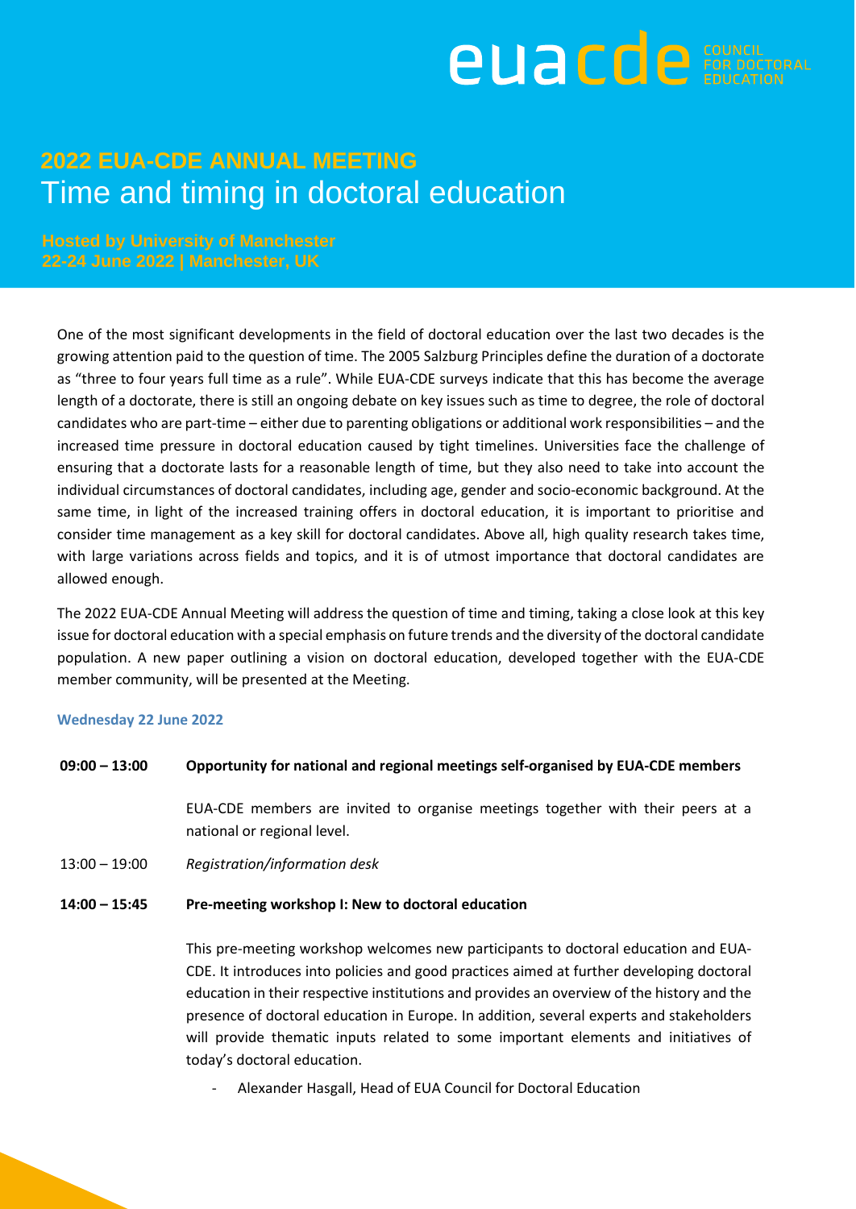euacde COUNCIL FOR DOCTORAL EDUCATION

# 2022 EUA-CDE ANNUAL MEETING

## Time and timing in doctoral education

**Hosted by University of Manchester**
**22-24 June 2022 | Manchester, UK**

One of the most significant developments in the field of doctoral education over the last two decades is the growing attention paid to the question of time. The 2005 Salzburg Principles define the duration of a doctorate as "three to four years full time as a rule". While EUA-CDE surveys indicate that this has become the average length of a doctorate, there is still an ongoing debate on key issues such as time to degree, the role of doctoral candidates who are part-time – either due to parenting obligations or additional work responsibilities – and the increased time pressure in doctoral education caused by tight timelines. Universities face the challenge of ensuring that a doctorate lasts for a reasonable length of time, but they also need to take into account the individual circumstances of doctoral candidates, including age, gender and socio-economic background. At the same time, in light of the increased training offers in doctoral education, it is important to prioritise and consider time management as a key skill for doctoral candidates. Above all, high quality research takes time, with large variations across fields and topics, and it is of utmost importance that doctoral candidates are allowed enough.

The 2022 EUA-CDE Annual Meeting will address the question of time and timing, taking a close look at this key issue for doctoral education with a special emphasis on future trends and the diversity of the doctoral candidate population. A new paper outlining a vision on doctoral education, developed together with the EUA-CDE member community, will be presented at the Meeting.

### Wednesday 22 June 2022

**09:00 – 13:00** **Opportunity for national and regional meetings self-organised by EUA-CDE members**

EUA-CDE members are invited to organise meetings together with their peers at a national or regional level.

13:00 – 19:00 *Registration/information desk*

**14:00 – 15:45** **Pre-meeting workshop I: New to doctoral education**

This pre-meeting workshop welcomes new participants to doctoral education and EUA-CDE. It introduces into policies and good practices aimed at further developing doctoral education in their respective institutions and provides an overview of the history and the presence of doctoral education in Europe. In addition, several experts and stakeholders will provide thematic inputs related to some important elements and initiatives of today's doctoral education.

- Alexander Hasgall, Head of EUA Council for Doctoral Education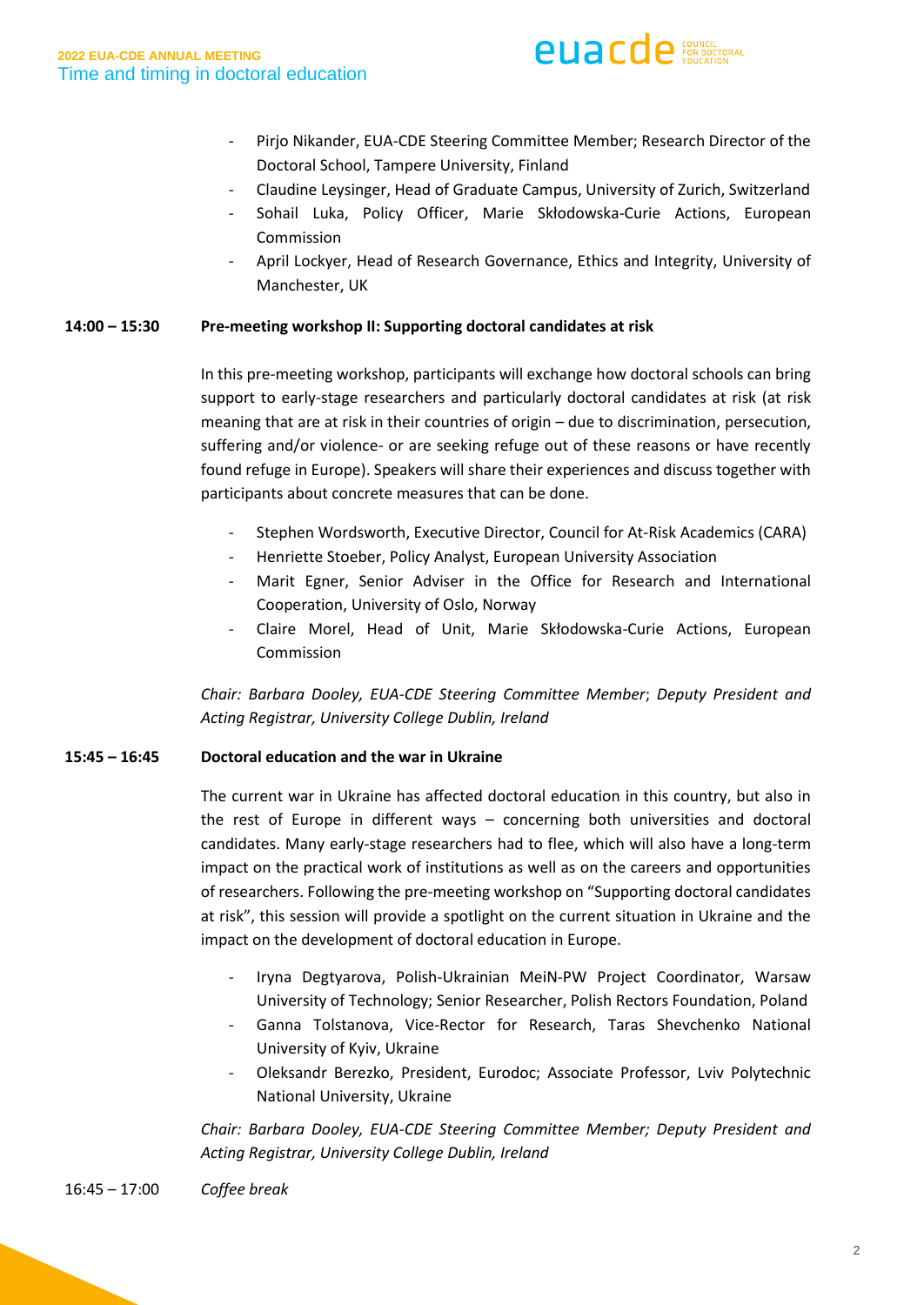- Pirjo Nikander, EUA-CDE Steering Committee Member; Research Director of the Doctoral School, Tampere University, Finland
- Claudine Leysinger, Head of Graduate Campus, University of Zurich, Switzerland
- Sohail Luka, Policy Officer, Marie Skłodowska-Curie Actions, European Commission
- April Lockyer, Head of Research Governance, Ethics and Integrity, University of Manchester, UK

**14:00 – 15:30** **Pre-meeting workshop II: Supporting doctoral candidates at risk**

In this pre-meeting workshop, participants will exchange how doctoral schools can bring support to early-stage researchers and particularly doctoral candidates at risk (at risk meaning that are at risk in their countries of origin – due to discrimination, persecution, suffering and/or violence- or are seeking refuge out of these reasons or have recently found refuge in Europe). Speakers will share their experiences and discuss together with participants about concrete measures that can be done.

- Stephen Wordsworth, Executive Director, Council for At-Risk Academics (CARA)
- Henriette Stoeber, Policy Analyst, European University Association
- Marit Egner, Senior Adviser in the Office for Research and International Cooperation, University of Oslo, Norway
- Claire Morel, Head of Unit, Marie Skłodowska-Curie Actions, European Commission

*Chair: Barbara Dooley, EUA-CDE Steering Committee Member; Deputy President and Acting Registrar, University College Dublin, Ireland*

**15:45 – 16:45** **Doctoral education and the war in Ukraine**

The current war in Ukraine has affected doctoral education in this country, but also in the rest of Europe in different ways – concerning both universities and doctoral candidates. Many early-stage researchers had to flee, which will also have a long-term impact on the practical work of institutions as well as on the careers and opportunities of researchers. Following the pre-meeting workshop on "Supporting doctoral candidates at risk", this session will provide a spotlight on the current situation in Ukraine and the impact on the development of doctoral education in Europe.

- Iryna Degtyarova, Polish-Ukrainian MeiN-PW Project Coordinator, Warsaw University of Technology; Senior Researcher, Polish Rectors Foundation, Poland
- Ganna Tolstanova, Vice-Rector for Research, Taras Shevchenko National University of Kyiv, Ukraine
- Oleksandr Berezko, President, Eurodoc; Associate Professor, Lviv Polytechnic National University, Ukraine

*Chair: Barbara Dooley, EUA-CDE Steering Committee Member; Deputy President and Acting Registrar, University College Dublin, Ireland*

16:45 – 17:00 *Coffee break*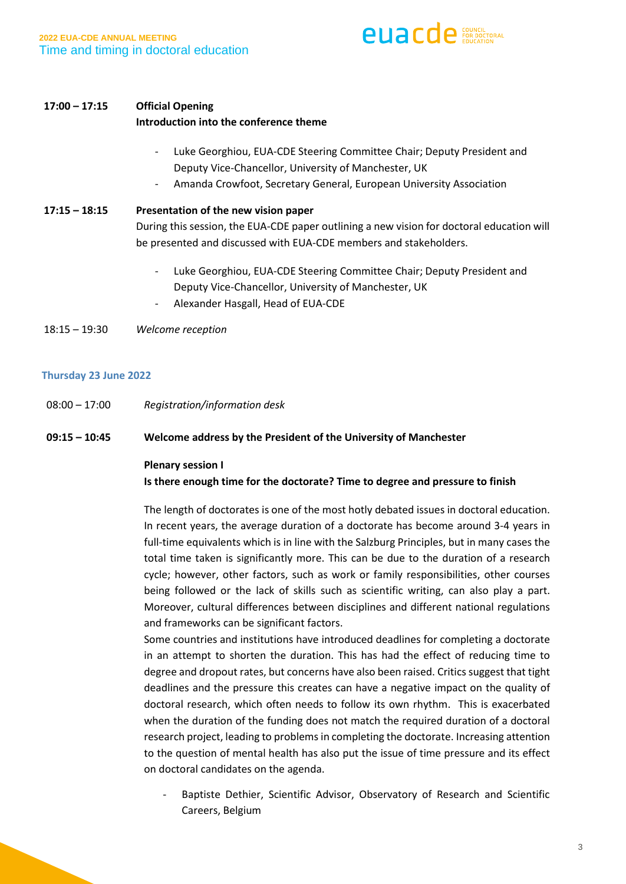**17:00 – 17:15** **Official Opening**
**Introduction into the conference theme**

- Luke Georghiou, EUA-CDE Steering Committee Chair; Deputy President and Deputy Vice-Chancellor, University of Manchester, UK
- Amanda Crowfoot, Secretary General, European University Association

**17:15 – 18:15** **Presentation of the new vision paper**

During this session, the EUA-CDE paper outlining a new vision for doctoral education will be presented and discussed with EUA-CDE members and stakeholders.

- Luke Georghiou, EUA-CDE Steering Committee Chair; Deputy President and Deputy Vice-Chancellor, University of Manchester, UK
- Alexander Hasgall, Head of EUA-CDE

18:15 – 19:30 *Welcome reception*

## Thursday 23 June 2022

08:00 – 17:00 *Registration/information desk*

**09:15 – 10:45** **Welcome address by the President of the University of Manchester**

**Plenary session I**
**Is there enough time for the doctorate? Time to degree and pressure to finish**

The length of doctorates is one of the most hotly debated issues in doctoral education. In recent years, the average duration of a doctorate has become around 3-4 years in full-time equivalents which is in line with the Salzburg Principles, but in many cases the total time taken is significantly more. This can be due to the duration of a research cycle; however, other factors, such as work or family responsibilities, other courses being followed or the lack of skills such as scientific writing, can also play a part. Moreover, cultural differences between disciplines and different national regulations and frameworks can be significant factors.

Some countries and institutions have introduced deadlines for completing a doctorate in an attempt to shorten the duration. This has had the effect of reducing time to degree and dropout rates, but concerns have also been raised. Critics suggest that tight deadlines and the pressure this creates can have a negative impact on the quality of doctoral research, which often needs to follow its own rhythm. This is exacerbated when the duration of the funding does not match the required duration of a doctoral research project, leading to problems in completing the doctorate. Increasing attention to the question of mental health has also put the issue of time pressure and its effect on doctoral candidates on the agenda.

- Baptiste Dethier, Scientific Advisor, Observatory of Research and Scientific Careers, Belgium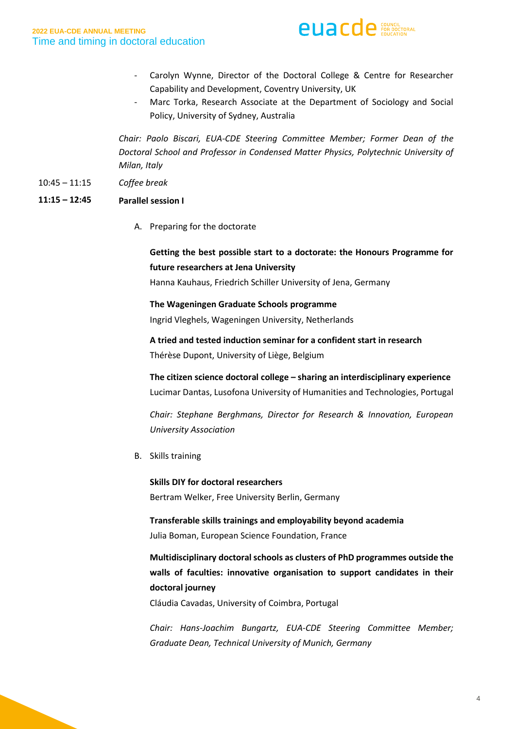- Carolyn Wynne, Director of the Doctoral College & Centre for Researcher Capability and Development, Coventry University, UK
- Marc Torka, Research Associate at the Department of Sociology and Social Policy, University of Sydney, Australia

*Chair: Paolo Biscari, EUA-CDE Steering Committee Member; Former Dean of the Doctoral School and Professor in Condensed Matter Physics, Polytechnic University of Milan, Italy*

10:45 – 11:15 *Coffee break*

**11:15 – 12:45 Parallel session I**

A. Preparing for the doctorate

**Getting the best possible start to a doctorate: the Honours Programme for future researchers at Jena University**
Hanna Kauhaus, Friedrich Schiller University of Jena, Germany

**The Wageningen Graduate Schools programme**
Ingrid Vleghels, Wageningen University, Netherlands

**A tried and tested induction seminar for a confident start in research**
Thérèse Dupont, University of Liège, Belgium

**The citizen science doctoral college – sharing an interdisciplinary experience**
Lucimar Dantas, Lusofona University of Humanities and Technologies, Portugal

*Chair: Stephane Berghmans, Director for Research & Innovation, European University Association*

B. Skills training

**Skills DIY for doctoral researchers**
Bertram Welker, Free University Berlin, Germany

**Transferable skills trainings and employability beyond academia**
Julia Boman, European Science Foundation, France

**Multidisciplinary doctoral schools as clusters of PhD programmes outside the walls of faculties: innovative organisation to support candidates in their doctoral journey**
Cláudia Cavadas, University of Coimbra, Portugal

*Chair: Hans-Joachim Bungartz, EUA-CDE Steering Committee Member; Graduate Dean, Technical University of Munich, Germany*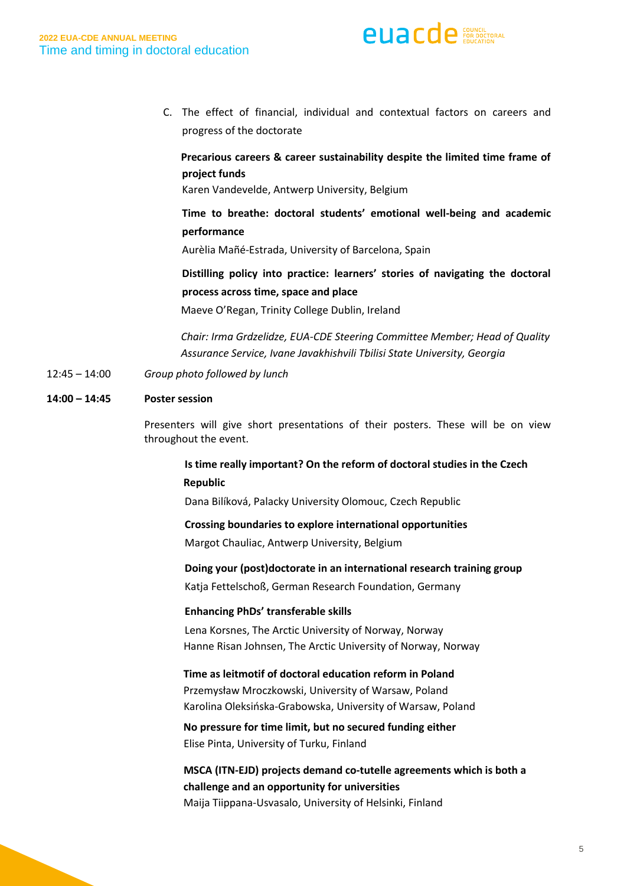C. The effect of financial, individual and contextual factors on careers and progress of the doctorate

**Precarious careers & career sustainability despite the limited time frame of project funds**
Karen Vandevelde, Antwerp University, Belgium

**Time to breathe: doctoral students' emotional well-being and academic performance**
Aurèlia Mañé-Estrada, University of Barcelona, Spain

**Distilling policy into practice: learners' stories of navigating the doctoral process across time, space and place**
Maeve O'Regan, Trinity College Dublin, Ireland

*Chair: Irma Grdzelidze, EUA-CDE Steering Committee Member; Head of Quality Assurance Service, Ivane Javakhishvili Tbilisi State University, Georgia*

12:45 – 14:00 *Group photo followed by lunch*

**14:00 – 14:45 Poster session**

Presenters will give short presentations of their posters. These will be on view throughout the event.

**Is time really important? On the reform of doctoral studies in the Czech Republic**
Dana Bilíková, Palacky University Olomouc, Czech Republic

**Crossing boundaries to explore international opportunities**
Margot Chauliac, Antwerp University, Belgium

**Doing your (post)doctorate in an international research training group**
Katja Fettelschoß, German Research Foundation, Germany

**Enhancing PhDs' transferable skills**
Lena Korsnes, The Arctic University of Norway, Norway
Hanne Risan Johnsen, The Arctic University of Norway, Norway

**Time as leitmotif of doctoral education reform in Poland**
Przemysław Mroczkowski, University of Warsaw, Poland
Karolina Oleksińska-Grabowska, University of Warsaw, Poland

**No pressure for time limit, but no secured funding either**
Elise Pinta, University of Turku, Finland

**MSCA (ITN-EJD) projects demand co-tutelle agreements which is both a challenge and an opportunity for universities**
Maija Tiippana-Usvasalo, University of Helsinki, Finland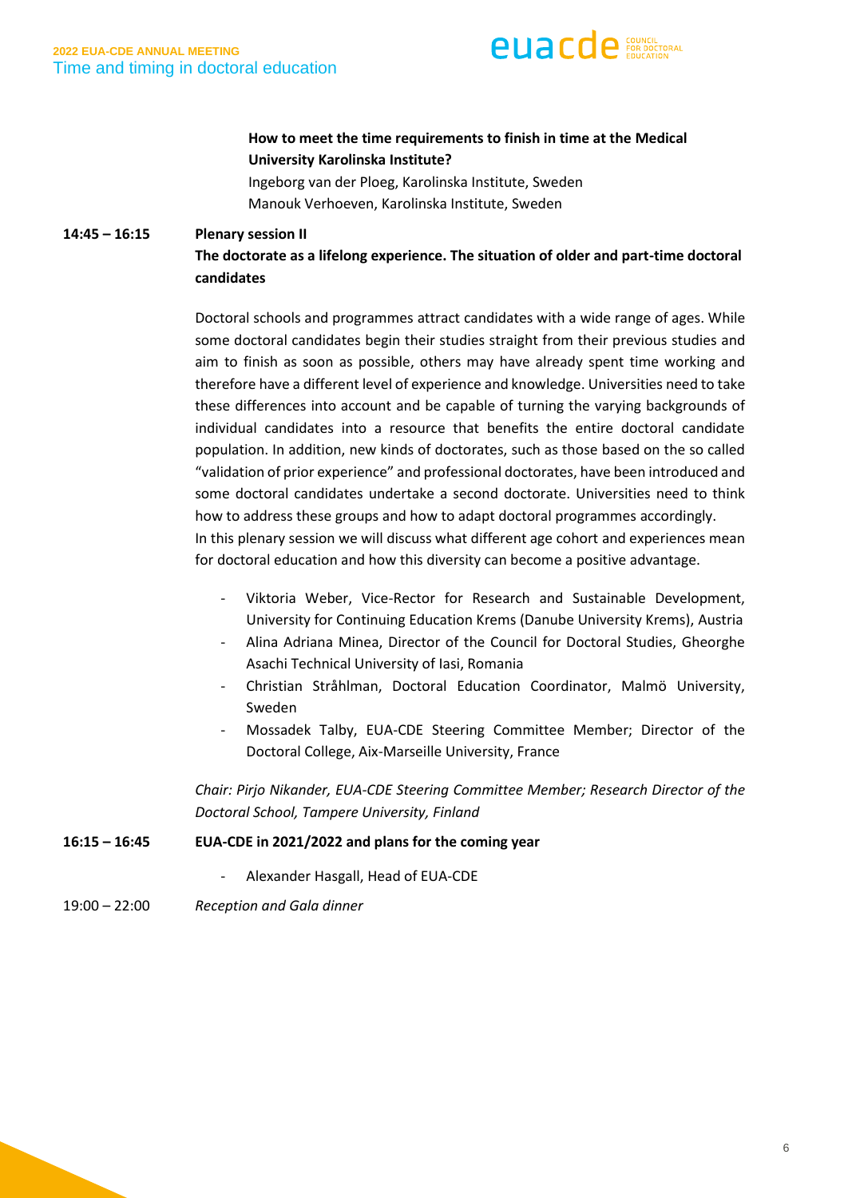**How to meet the time requirements to finish in time at the Medical University Karolinska Institute?**
Ingeborg van der Ploeg, Karolinska Institute, Sweden
Manouk Verhoeven, Karolinska Institute, Sweden

**14:45 – 16:15** **Plenary session II**
**The doctorate as a lifelong experience. The situation of older and part-time doctoral candidates**

Doctoral schools and programmes attract candidates with a wide range of ages. While some doctoral candidates begin their studies straight from their previous studies and aim to finish as soon as possible, others may have already spent time working and therefore have a different level of experience and knowledge. Universities need to take these differences into account and be capable of turning the varying backgrounds of individual candidates into a resource that benefits the entire doctoral candidate population. In addition, new kinds of doctorates, such as those based on the so called "validation of prior experience" and professional doctorates, have been introduced and some doctoral candidates undertake a second doctorate. Universities need to think how to address these groups and how to adapt doctoral programmes accordingly.
In this plenary session we will discuss what different age cohort and experiences mean for doctoral education and how this diversity can become a positive advantage.

- Viktoria Weber, Vice-Rector for Research and Sustainable Development, University for Continuing Education Krems (Danube University Krems), Austria
- Alina Adriana Minea, Director of the Council for Doctoral Studies, Gheorghe Asachi Technical University of Iasi, Romania
- Christian Stråhlman, Doctoral Education Coordinator, Malmö University, Sweden
- Mossadek Talby, EUA-CDE Steering Committee Member; Director of the Doctoral College, Aix-Marseille University, France

*Chair: Pirjo Nikander, EUA-CDE Steering Committee Member; Research Director of the Doctoral School, Tampere University, Finland*

**16:15 – 16:45** **EUA-CDE in 2021/2022 and plans for the coming year**

- Alexander Hasgall, Head of EUA-CDE

19:00 – 22:00 *Reception and Gala dinner*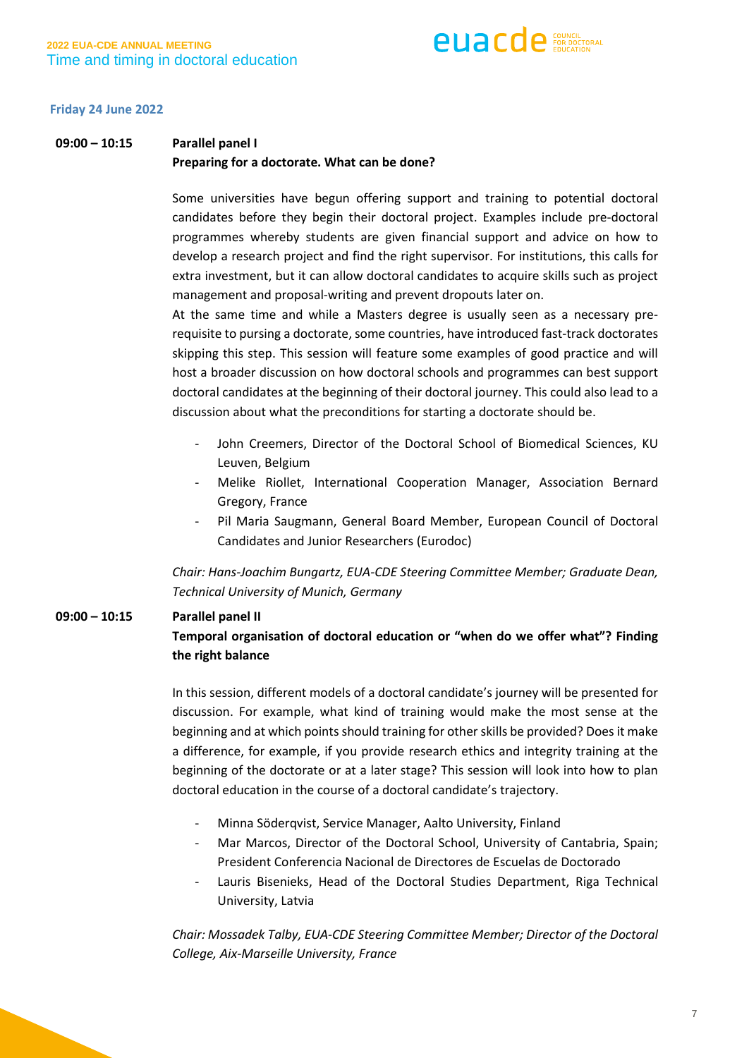**Friday 24 June 2022**

**09:00 – 10:15** **Parallel panel I**
**Preparing for a doctorate. What can be done?**

Some universities have begun offering support and training to potential doctoral candidates before they begin their doctoral project. Examples include pre-doctoral programmes whereby students are given financial support and advice on how to develop a research project and find the right supervisor. For institutions, this calls for extra investment, but it can allow doctoral candidates to acquire skills such as project management and proposal-writing and prevent dropouts later on.
At the same time and while a Masters degree is usually seen as a necessary pre-requisite to pursing a doctorate, some countries, have introduced fast-track doctorates skipping this step. This session will feature some examples of good practice and will host a broader discussion on how doctoral schools and programmes can best support doctoral candidates at the beginning of their doctoral journey. This could also lead to a discussion about what the preconditions for starting a doctorate should be.

- John Creemers, Director of the Doctoral School of Biomedical Sciences, KU Leuven, Belgium
- Melike Riollet, International Cooperation Manager, Association Bernard Gregory, France
- Pil Maria Saugmann, General Board Member, European Council of Doctoral Candidates and Junior Researchers (Eurodoc)

*Chair: Hans-Joachim Bungartz, EUA-CDE Steering Committee Member; Graduate Dean, Technical University of Munich, Germany*

**09:00 – 10:15** **Parallel panel II**
**Temporal organisation of doctoral education or "when do we offer what"? Finding the right balance**

In this session, different models of a doctoral candidate's journey will be presented for discussion. For example, what kind of training would make the most sense at the beginning and at which points should training for other skills be provided? Does it make a difference, for example, if you provide research ethics and integrity training at the beginning of the doctorate or at a later stage? This session will look into how to plan doctoral education in the course of a doctoral candidate's trajectory.

- Minna Söderqvist, Service Manager, Aalto University, Finland
- Mar Marcos, Director of the Doctoral School, University of Cantabria, Spain; President Conferencia Nacional de Directores de Escuelas de Doctorado
- Lauris Bisenieks, Head of the Doctoral Studies Department, Riga Technical University, Latvia

*Chair: Mossadek Talby, EUA-CDE Steering Committee Member; Director of the Doctoral College, Aix-Marseille University, France*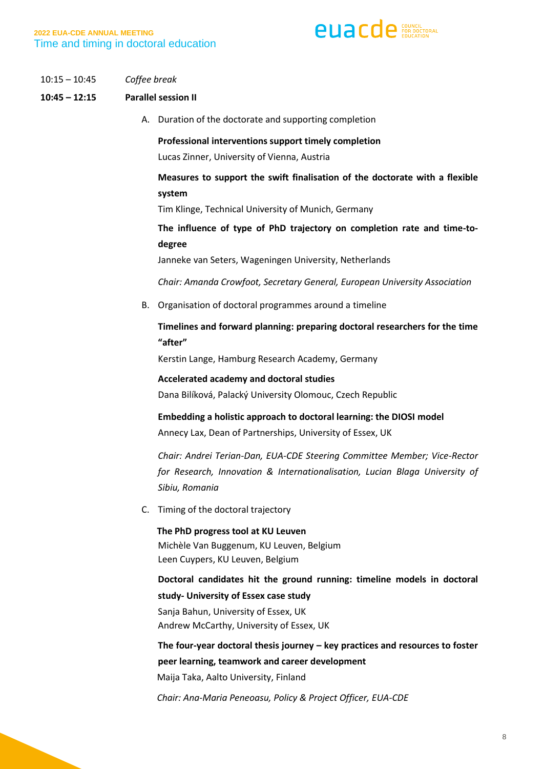10:15 – 10:45 *Coffee break*

**10:45 – 12:15 Parallel session II**

A. Duration of the doctorate and supporting completion

**Professional interventions support timely completion**
Lucas Zinner, University of Vienna, Austria

**Measures to support the swift finalisation of the doctorate with a flexible system**
Tim Klinge, Technical University of Munich, Germany

**The influence of type of PhD trajectory on completion rate and time-to-degree**
Janneke van Seters, Wageningen University, Netherlands

*Chair: Amanda Crowfoot, Secretary General, European University Association*

B. Organisation of doctoral programmes around a timeline

**Timelines and forward planning: preparing doctoral researchers for the time "after"**
Kerstin Lange, Hamburg Research Academy, Germany

**Accelerated academy and doctoral studies**
Dana Bilíková, Palacký University Olomouc, Czech Republic

**Embedding a holistic approach to doctoral learning: the DIOSI model**
Annecy Lax, Dean of Partnerships, University of Essex, UK

*Chair: Andrei Terian-Dan, EUA-CDE Steering Committee Member; Vice-Rector for Research, Innovation & Internationalisation, Lucian Blaga University of Sibiu, Romania*

C. Timing of the doctoral trajectory

**The PhD progress tool at KU Leuven**
Michèle Van Buggenum, KU Leuven, Belgium
Leen Cuypers, KU Leuven, Belgium

**Doctoral candidates hit the ground running: timeline models in doctoral study- University of Essex case study**
Sanja Bahun, University of Essex, UK
Andrew McCarthy, University of Essex, UK

**The four-year doctoral thesis journey – key practices and resources to foster peer learning, teamwork and career development**
Maija Taka, Aalto University, Finland

*Chair: Ana-Maria Peneoasu, Policy & Project Officer, EUA-CDE*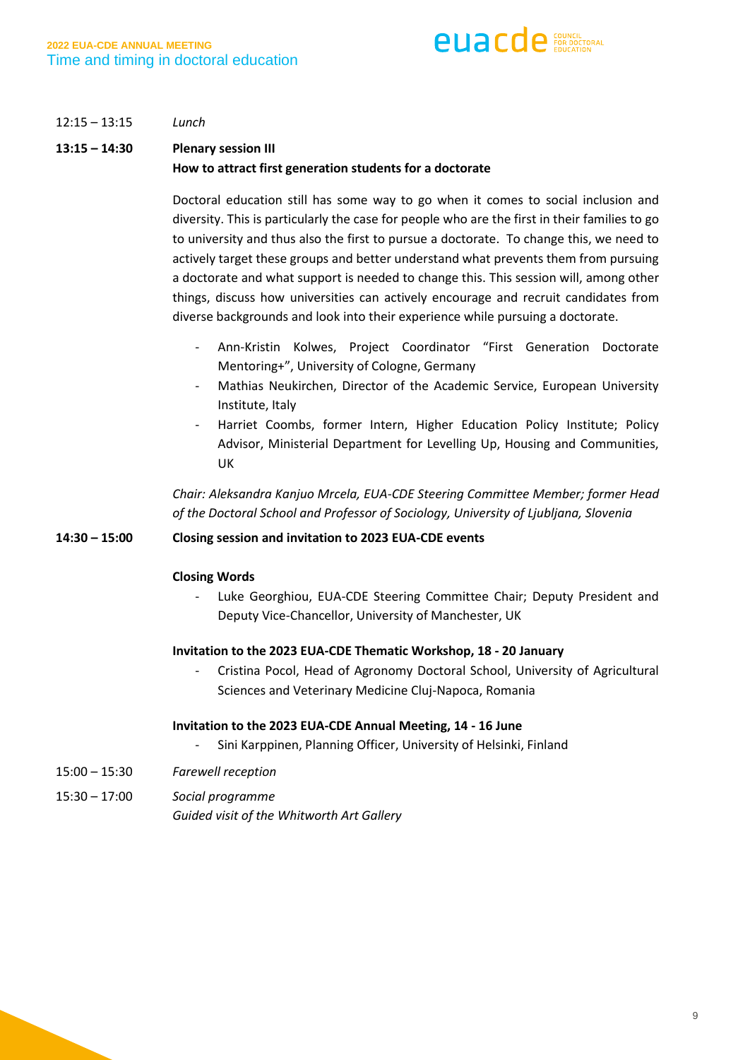12:15 – 13:15 *Lunch*

**13:15 – 14:30 Plenary session III**

**How to attract first generation students for a doctorate**

Doctoral education still has some way to go when it comes to social inclusion and diversity. This is particularly the case for people who are the first in their families to go to university and thus also the first to pursue a doctorate. To change this, we need to actively target these groups and better understand what prevents them from pursuing a doctorate and what support is needed to change this. This session will, among other things, discuss how universities can actively encourage and recruit candidates from diverse backgrounds and look into their experience while pursuing a doctorate.

- Ann-Kristin Kolwes, Project Coordinator "First Generation Doctorate Mentoring+", University of Cologne, Germany
- Mathias Neukirchen, Director of the Academic Service, European University Institute, Italy
- Harriet Coombs, former Intern, Higher Education Policy Institute; Policy Advisor, Ministerial Department for Levelling Up, Housing and Communities, UK

*Chair: Aleksandra Kanjuo Mrcela, EUA-CDE Steering Committee Member; former Head of the Doctoral School and Professor of Sociology, University of Ljubljana, Slovenia*

**14:30 – 15:00 Closing session and invitation to 2023 EUA-CDE events**

**Closing Words**

- Luke Georghiou, EUA-CDE Steering Committee Chair; Deputy President and Deputy Vice-Chancellor, University of Manchester, UK

**Invitation to the 2023 EUA-CDE Thematic Workshop, 18 - 20 January**

- Cristina Pocol, Head of Agronomy Doctoral School, University of Agricultural Sciences and Veterinary Medicine Cluj-Napoca, Romania

**Invitation to the 2023 EUA-CDE Annual Meeting, 14 - 16 June**

- Sini Karppinen, Planning Officer, University of Helsinki, Finland

15:00 – 15:30 *Farewell reception*

15:30 – 17:00 *Social programme*

*Guided visit of the Whitworth Art Gallery*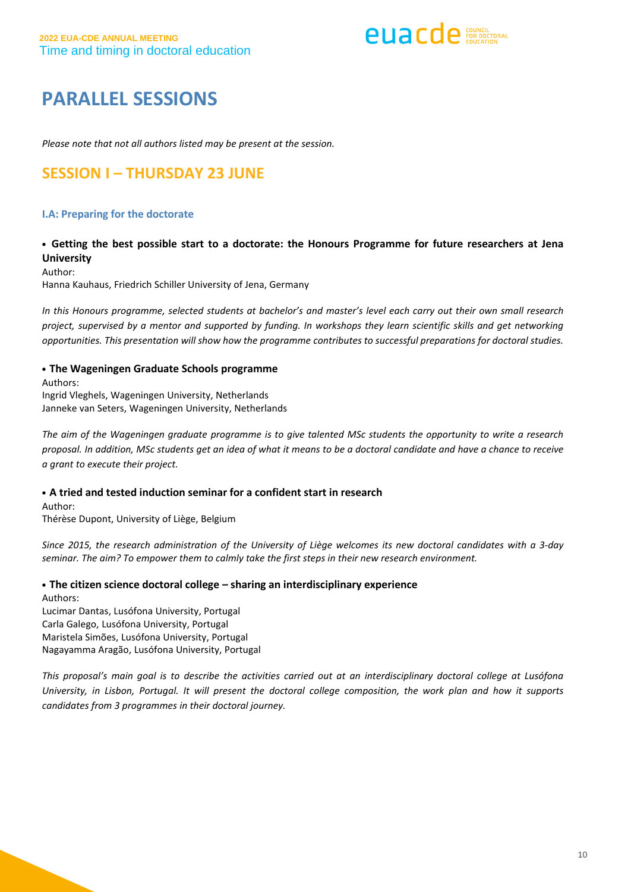# PARALLEL SESSIONS

*Please note that not all authors listed may be present at the session.*

## SESSION I – THURSDAY 23 JUNE

### I.A: Preparing for the doctorate

**• Getting the best possible start to a doctorate: the Honours Programme for future researchers at Jena University**

Author:
Hanna Kauhaus, Friedrich Schiller University of Jena, Germany

*In this Honours programme, selected students at bachelor's and master's level each carry out their own small research project, supervised by a mentor and supported by funding. In workshops they learn scientific skills and get networking opportunities. This presentation will show how the programme contributes to successful preparations for doctoral studies.*

**• The Wageningen Graduate Schools programme**

Authors:
Ingrid Vleghels, Wageningen University, Netherlands
Janneke van Seters, Wageningen University, Netherlands

*The aim of the Wageningen graduate programme is to give talented MSc students the opportunity to write a research proposal. In addition, MSc students get an idea of what it means to be a doctoral candidate and have a chance to receive a grant to execute their project.*

**• A tried and tested induction seminar for a confident start in research**

Author:
Thérèse Dupont, University of Liège, Belgium

*Since 2015, the research administration of the University of Liège welcomes its new doctoral candidates with a 3-day seminar. The aim? To empower them to calmly take the first steps in their new research environment.*

**• The citizen science doctoral college – sharing an interdisciplinary experience**

Authors:
Lucimar Dantas, Lusófona University, Portugal
Carla Galego, Lusófona University, Portugal
Maristela Simões, Lusófona University, Portugal
Nagayamma Aragão, Lusófona University, Portugal

*This proposal's main goal is to describe the activities carried out at an interdisciplinary doctoral college at Lusófona University, in Lisbon, Portugal. It will present the doctoral college composition, the work plan and how it supports candidates from 3 programmes in their doctoral journey.*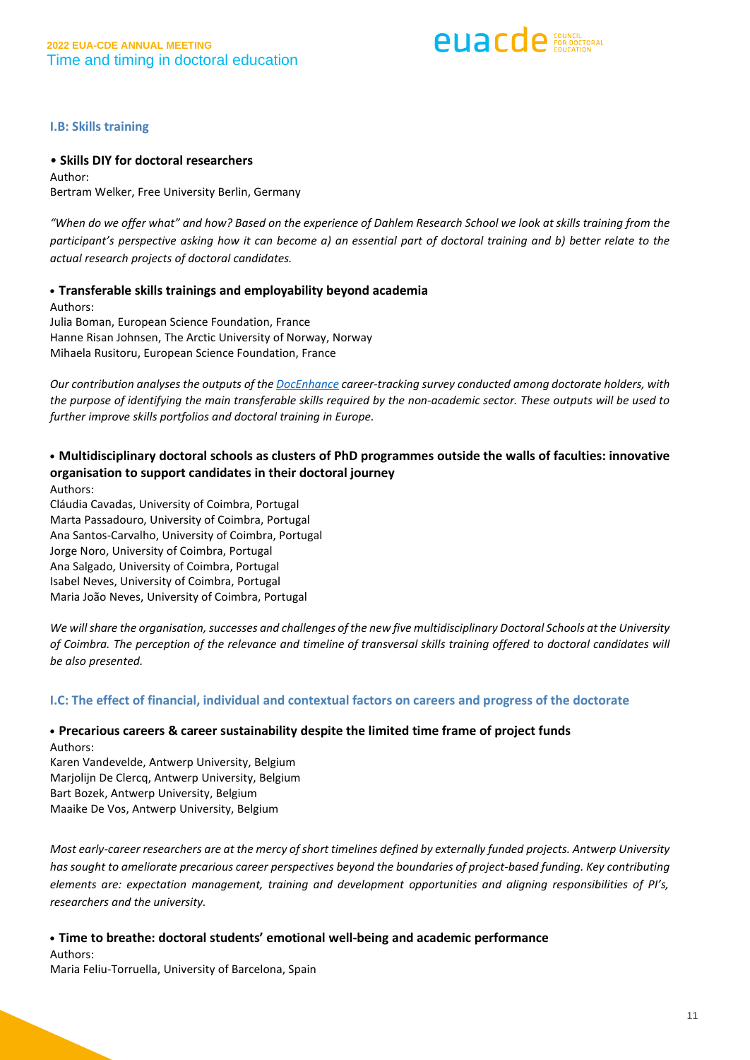### I.B: Skills training

**• Skills DIY for doctoral researchers**

Author:
Bertram Welker, Free University Berlin, Germany

*"When do we offer what" and how? Based on the experience of Dahlem Research School we look at skills training from the participant's perspective asking how it can become a) an essential part of doctoral training and b) better relate to the actual research projects of doctoral candidates.*

**• Transferable skills trainings and employability beyond academia**

Authors:
Julia Boman, European Science Foundation, France
Hanne Risan Johnsen, The Arctic University of Norway, Norway
Mihaela Rusitoru, European Science Foundation, France

*Our contribution analyses the outputs of the DocEnhance career-tracking survey conducted among doctorate holders, with the purpose of identifying the main transferable skills required by the non-academic sector. These outputs will be used to further improve skills portfolios and doctoral training in Europe.*

**• Multidisciplinary doctoral schools as clusters of PhD programmes outside the walls of faculties: innovative organisation to support candidates in their doctoral journey**

Authors:
Cláudia Cavadas, University of Coimbra, Portugal
Marta Passadouro, University of Coimbra, Portugal
Ana Santos-Carvalho, University of Coimbra, Portugal
Jorge Noro, University of Coimbra, Portugal
Ana Salgado, University of Coimbra, Portugal
Isabel Neves, University of Coimbra, Portugal
Maria João Neves, University of Coimbra, Portugal

*We will share the organisation, successes and challenges of the new five multidisciplinary Doctoral Schools at the University of Coimbra. The perception of the relevance and timeline of transversal skills training offered to doctoral candidates will be also presented.*

### I.C: The effect of financial, individual and contextual factors on careers and progress of the doctorate

**• Precarious careers & career sustainability despite the limited time frame of project funds**

Authors:
Karen Vandevelde, Antwerp University, Belgium
Marjolijn De Clercq, Antwerp University, Belgium
Bart Bozek, Antwerp University, Belgium
Maaike De Vos, Antwerp University, Belgium

*Most early-career researchers are at the mercy of short timelines defined by externally funded projects. Antwerp University has sought to ameliorate precarious career perspectives beyond the boundaries of project-based funding. Key contributing elements are: expectation management, training and development opportunities and aligning responsibilities of PI's, researchers and the university.*

**• Time to breathe: doctoral students' emotional well-being and academic performance**

Authors:
Maria Feliu-Torruella, University of Barcelona, Spain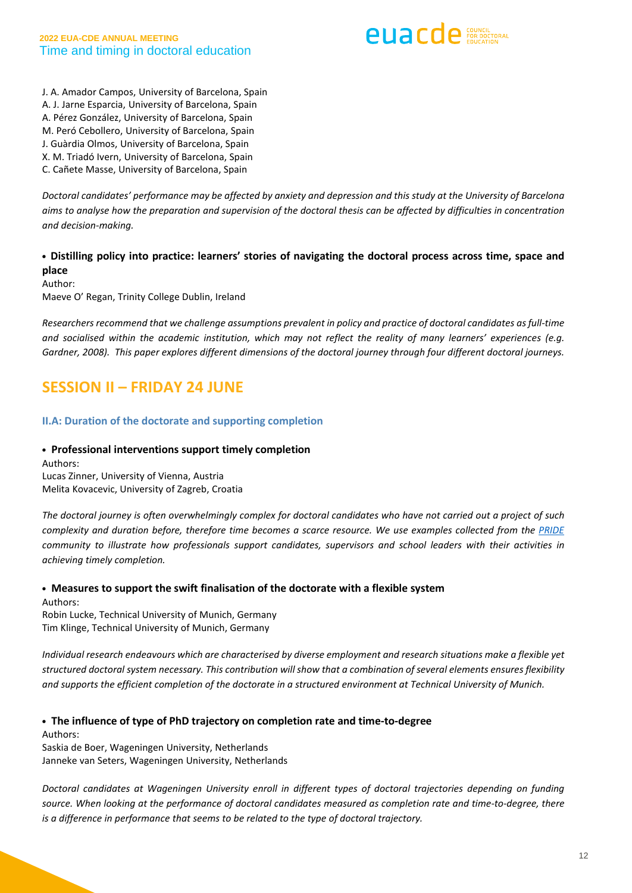J. A. Amador Campos, University of Barcelona, Spain
A. J. Jarne Esparcia, University of Barcelona, Spain
A. Pérez González, University of Barcelona, Spain
M. Peró Cebollero, University of Barcelona, Spain
J. Guàrdia Olmos, University of Barcelona, Spain
X. M. Triadó Ivern, University of Barcelona, Spain
C. Cañete Masse, University of Barcelona, Spain

*Doctoral candidates' performance may be affected by anxiety and depression and this study at the University of Barcelona aims to analyse how the preparation and supervision of the doctoral thesis can be affected by difficulties in concentration and decision-making.*

- **Distilling policy into practice: learners' stories of navigating the doctoral process across time, space and place**

Author:
Maeve O' Regan, Trinity College Dublin, Ireland

*Researchers recommend that we challenge assumptions prevalent in policy and practice of doctoral candidates as full-time and socialised within the academic institution, which may not reflect the reality of many learners' experiences (e.g. Gardner, 2008). This paper explores different dimensions of the doctoral journey through four different doctoral journeys.*

## SESSION II – FRIDAY 24 JUNE

### II.A: Duration of the doctorate and supporting completion

- **Professional interventions support timely completion**

Authors:
Lucas Zinner, University of Vienna, Austria
Melita Kovacevic, University of Zagreb, Croatia

*The doctoral journey is often overwhelmingly complex for doctoral candidates who have not carried out a project of such complexity and duration before, therefore time becomes a scarce resource. We use examples collected from the PRIDE community to illustrate how professionals support candidates, supervisors and school leaders with their activities in achieving timely completion.*

- **Measures to support the swift finalisation of the doctorate with a flexible system**

Authors:
Robin Lucke, Technical University of Munich, Germany
Tim Klinge, Technical University of Munich, Germany

*Individual research endeavours which are characterised by diverse employment and research situations make a flexible yet structured doctoral system necessary. This contribution will show that a combination of several elements ensures flexibility and supports the efficient completion of the doctorate in a structured environment at Technical University of Munich.*

- **The influence of type of PhD trajectory on completion rate and time-to-degree**

Authors:
Saskia de Boer, Wageningen University, Netherlands
Janneke van Seters, Wageningen University, Netherlands

*Doctoral candidates at Wageningen University enroll in different types of doctoral trajectories depending on funding source. When looking at the performance of doctoral candidates measured as completion rate and time-to-degree, there is a difference in performance that seems to be related to the type of doctoral trajectory.*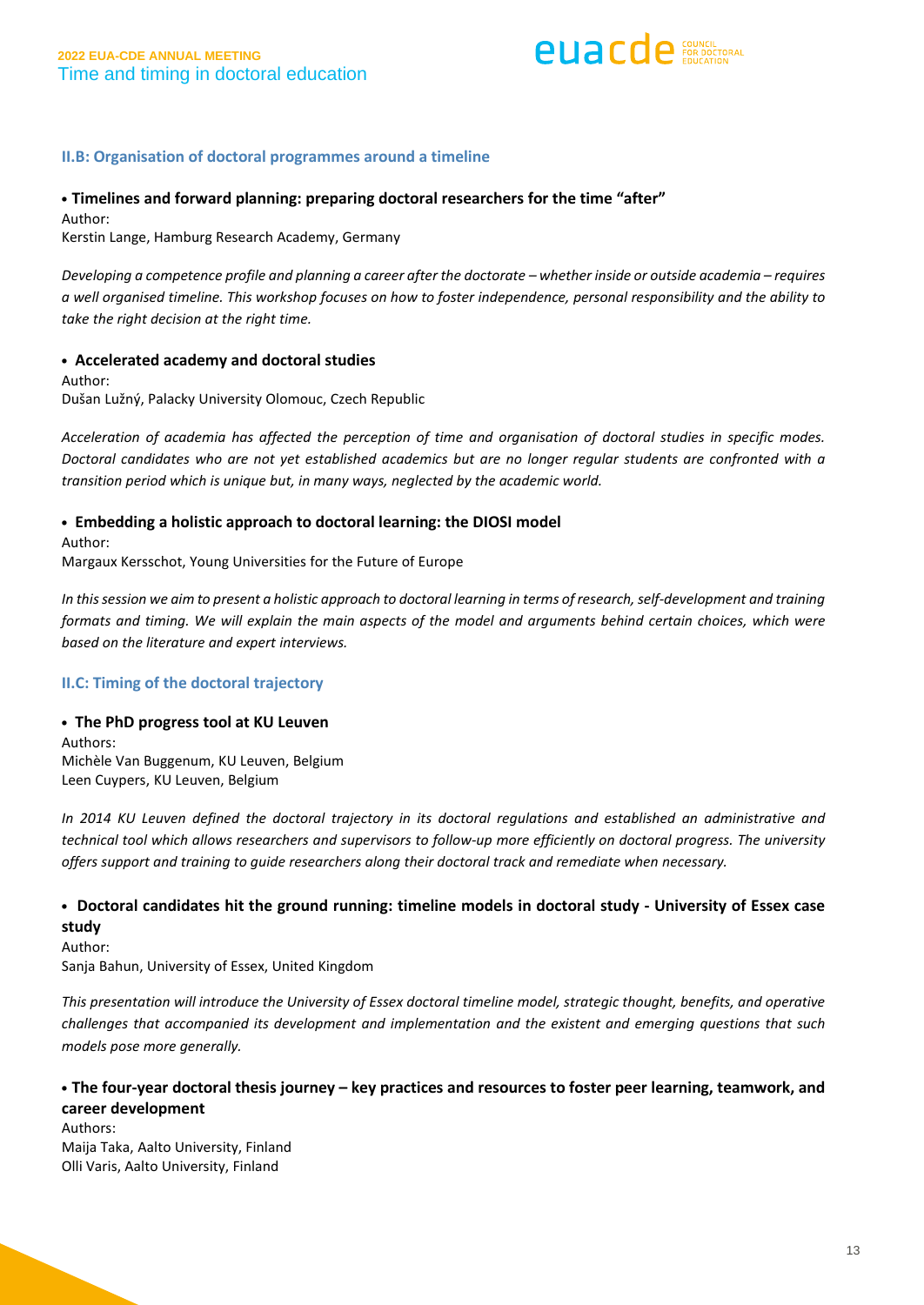### II.B: Organisation of doctoral programmes around a timeline

**• Timelines and forward planning: preparing doctoral researchers for the time "after"**

Author:
Kerstin Lange, Hamburg Research Academy, Germany

*Developing a competence profile and planning a career after the doctorate – whether inside or outside academia – requires a well organised timeline. This workshop focuses on how to foster independence, personal responsibility and the ability to take the right decision at the right time.*

**• Accelerated academy and doctoral studies**

Author:
Dušan Lužný, Palacky University Olomouc, Czech Republic

*Acceleration of academia has affected the perception of time and organisation of doctoral studies in specific modes. Doctoral candidates who are not yet established academics but are no longer regular students are confronted with a transition period which is unique but, in many ways, neglected by the academic world.*

**• Embedding a holistic approach to doctoral learning: the DIOSI model**

Author:
Margaux Kersschot, Young Universities for the Future of Europe

*In this session we aim to present a holistic approach to doctoral learning in terms of research, self-development and training formats and timing. We will explain the main aspects of the model and arguments behind certain choices, which were based on the literature and expert interviews.*

### II.C: Timing of the doctoral trajectory

**• The PhD progress tool at KU Leuven**

Authors:
Michèle Van Buggenum, KU Leuven, Belgium
Leen Cuypers, KU Leuven, Belgium

*In 2014 KU Leuven defined the doctoral trajectory in its doctoral regulations and established an administrative and technical tool which allows researchers and supervisors to follow-up more efficiently on doctoral progress. The university offers support and training to guide researchers along their doctoral track and remediate when necessary.*

**• Doctoral candidates hit the ground running: timeline models in doctoral study - University of Essex case study**

Author:
Sanja Bahun, University of Essex, United Kingdom

*This presentation will introduce the University of Essex doctoral timeline model, strategic thought, benefits, and operative challenges that accompanied its development and implementation and the existent and emerging questions that such models pose more generally.*

**• The four-year doctoral thesis journey – key practices and resources to foster peer learning, teamwork, and career development**

Authors:
Maija Taka, Aalto University, Finland
Olli Varis, Aalto University, Finland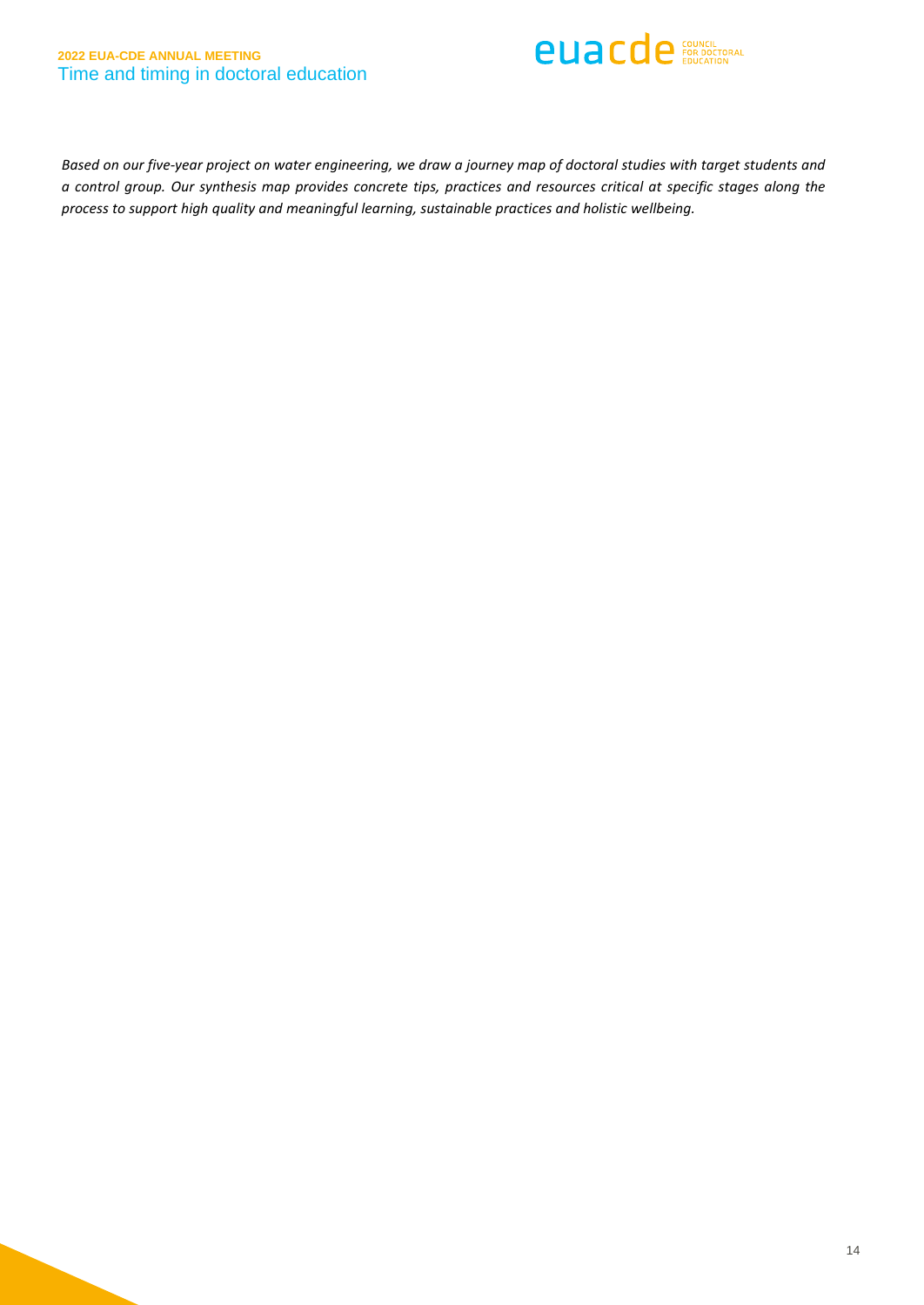*Based on our five-year project on water engineering, we draw a journey map of doctoral studies with target students and a control group. Our synthesis map provides concrete tips, practices and resources critical at specific stages along the process to support high quality and meaningful learning, sustainable practices and holistic wellbeing.*